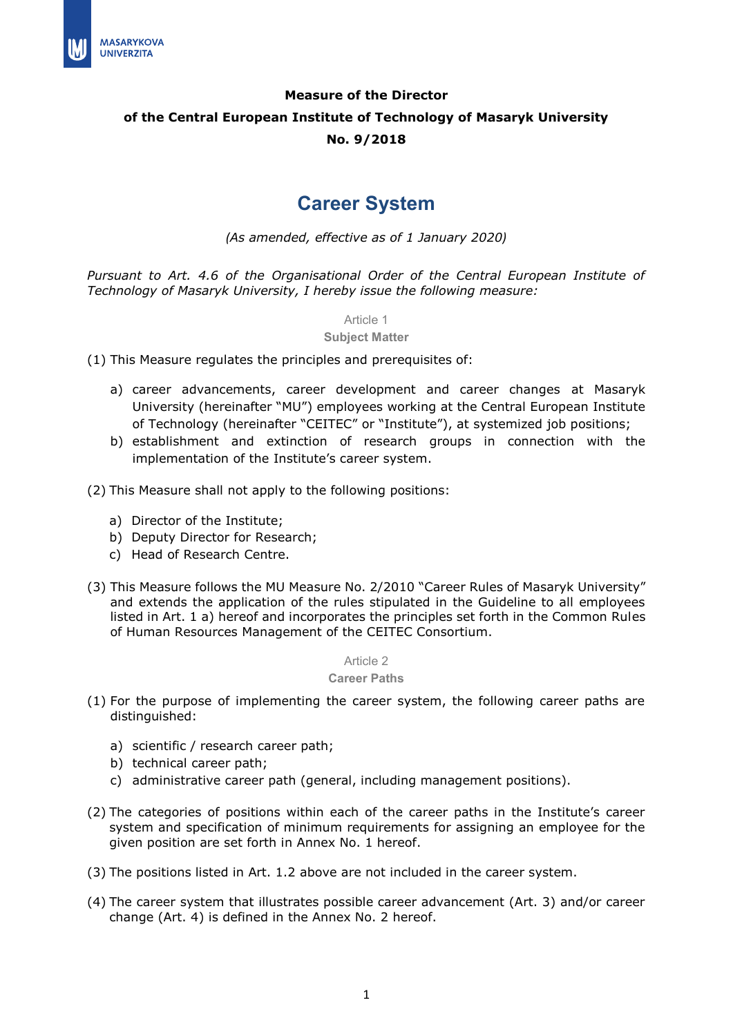**Measure of the Director**

**of the Central European Institute of Technology of Masaryk University**

**No. 9/2018**

# Career System

*(As amended, effective as of 1 January 2020)*

*Pursuant to Art. 4.6 of the Organisational Order of the Central European Institute of Technology of Masaryk University, I hereby issue the following measure:*

## Article 1
### Subject Matter

(1) This Measure regulates the principles and prerequisites of:

a) career advancements, career development and career changes at Masaryk University (hereinafter "MU") employees working at the Central European Institute of Technology (hereinafter "CEITEC" or "Institute"), at systemized job positions;
b) establishment and extinction of research groups in connection with the implementation of the Institute's career system.

(2) This Measure shall not apply to the following positions:

a) Director of the Institute;
b) Deputy Director for Research;
c) Head of Research Centre.

(3) This Measure follows the MU Measure No. 2/2010 "Career Rules of Masaryk University" and extends the application of the rules stipulated in the Guideline to all employees listed in Art. 1 a) hereof and incorporates the principles set forth in the Common Rules of Human Resources Management of the CEITEC Consortium.

## Article 2
### Career Paths

(1) For the purpose of implementing the career system, the following career paths are distinguished:

a) scientific / research career path;
b) technical career path;
c) administrative career path (general, including management positions).

(2) The categories of positions within each of the career paths in the Institute's career system and specification of minimum requirements for assigning an employee for the given position are set forth in Annex No. 1 hereof.

(3) The positions listed in Art. 1.2 above are not included in the career system.

(4) The career system that illustrates possible career advancement (Art. 3) and/or career change (Art. 4) is defined in the Annex No. 2 hereof.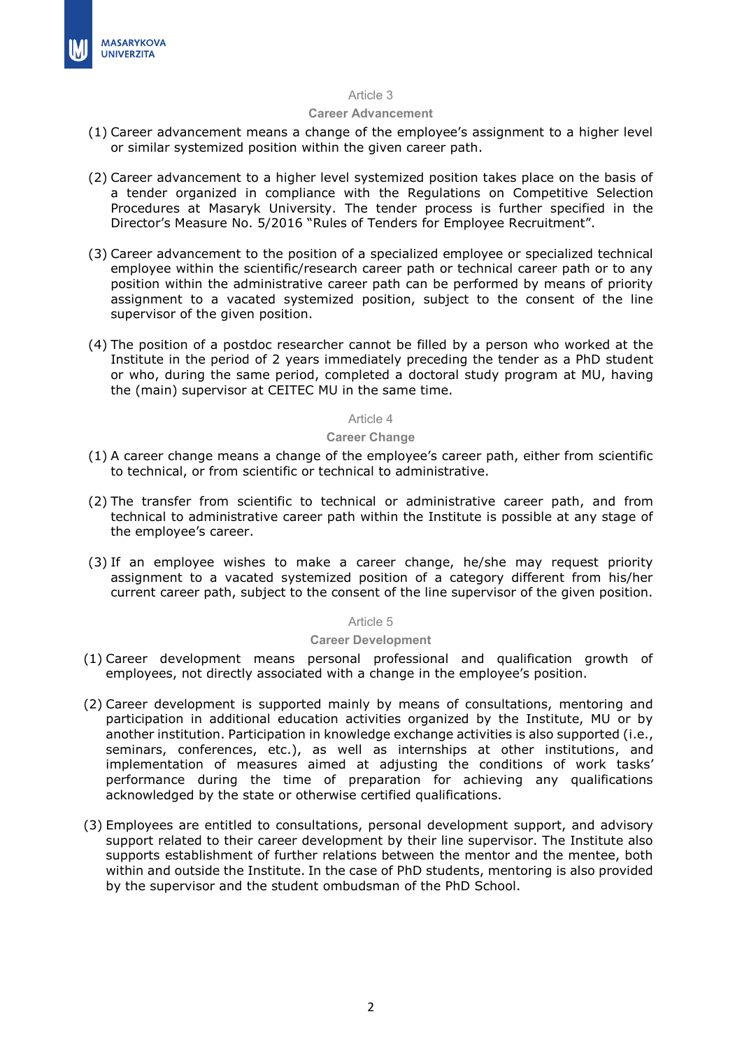## Article 3

### Career Advancement

(1) Career advancement means a change of the employee's assignment to a higher level or similar systemized position within the given career path.

(2) Career advancement to a higher level systemized position takes place on the basis of a tender organized in compliance with the Regulations on Competitive Selection Procedures at Masaryk University. The tender process is further specified in the Director's Measure No. 5/2016 "Rules of Tenders for Employee Recruitment".

(3) Career advancement to the position of a specialized employee or specialized technical employee within the scientific/research career path or technical career path or to any position within the administrative career path can be performed by means of priority assignment to a vacated systemized position, subject to the consent of the line supervisor of the given position.

(4) The position of a postdoc researcher cannot be filled by a person who worked at the Institute in the period of 2 years immediately preceding the tender as a PhD student or who, during the same period, completed a doctoral study program at MU, having the (main) supervisor at CEITEC MU in the same time.

## Article 4

### Career Change

(1) A career change means a change of the employee's career path, either from scientific to technical, or from scientific or technical to administrative.

(2) The transfer from scientific to technical or administrative career path, and from technical to administrative career path within the Institute is possible at any stage of the employee's career.

(3) If an employee wishes to make a career change, he/she may request priority assignment to a vacated systemized position of a category different from his/her current career path, subject to the consent of the line supervisor of the given position.

## Article 5

### Career Development

(1) Career development means personal professional and qualification growth of employees, not directly associated with a change in the employee's position.

(2) Career development is supported mainly by means of consultations, mentoring and participation in additional education activities organized by the Institute, MU or by another institution. Participation in knowledge exchange activities is also supported (i.e., seminars, conferences, etc.), as well as internships at other institutions, and implementation of measures aimed at adjusting the conditions of work tasks' performance during the time of preparation for achieving any qualifications acknowledged by the state or otherwise certified qualifications.

(3) Employees are entitled to consultations, personal development support, and advisory support related to their career development by their line supervisor. The Institute also supports establishment of further relations between the mentor and the mentee, both within and outside the Institute. In the case of PhD students, mentoring is also provided by the supervisor and the student ombudsman of the PhD School.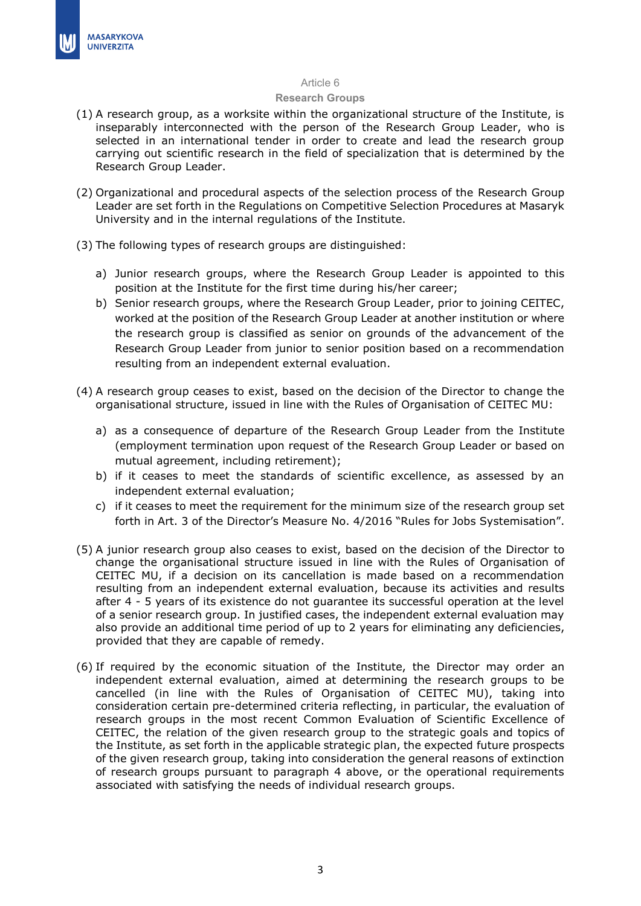## Article 6

### Research Groups

(1) A research group, as a worksite within the organizational structure of the Institute, is inseparably interconnected with the person of the Research Group Leader, who is selected in an international tender in order to create and lead the research group carrying out scientific research in the field of specialization that is determined by the Research Group Leader.

(2) Organizational and procedural aspects of the selection process of the Research Group Leader are set forth in the Regulations on Competitive Selection Procedures at Masaryk University and in the internal regulations of the Institute.

(3) The following types of research groups are distinguished:

a) Junior research groups, where the Research Group Leader is appointed to this position at the Institute for the first time during his/her career;

b) Senior research groups, where the Research Group Leader, prior to joining CEITEC, worked at the position of the Research Group Leader at another institution or where the research group is classified as senior on grounds of the advancement of the Research Group Leader from junior to senior position based on a recommendation resulting from an independent external evaluation.

(4) A research group ceases to exist, based on the decision of the Director to change the organisational structure, issued in line with the Rules of Organisation of CEITEC MU:

a) as a consequence of departure of the Research Group Leader from the Institute (employment termination upon request of the Research Group Leader or based on mutual agreement, including retirement);

b) if it ceases to meet the standards of scientific excellence, as assessed by an independent external evaluation;

c) if it ceases to meet the requirement for the minimum size of the research group set forth in Art. 3 of the Director's Measure No. 4/2016 "Rules for Jobs Systemisation".

(5) A junior research group also ceases to exist, based on the decision of the Director to change the organisational structure issued in line with the Rules of Organisation of CEITEC MU, if a decision on its cancellation is made based on a recommendation resulting from an independent external evaluation, because its activities and results after 4 - 5 years of its existence do not guarantee its successful operation at the level of a senior research group. In justified cases, the independent external evaluation may also provide an additional time period of up to 2 years for eliminating any deficiencies, provided that they are capable of remedy.

(6) If required by the economic situation of the Institute, the Director may order an independent external evaluation, aimed at determining the research groups to be cancelled (in line with the Rules of Organisation of CEITEC MU), taking into consideration certain pre-determined criteria reflecting, in particular, the evaluation of research groups in the most recent Common Evaluation of Scientific Excellence of CEITEC, the relation of the given research group to the strategic goals and topics of the Institute, as set forth in the applicable strategic plan, the expected future prospects of the given research group, taking into consideration the general reasons of extinction of research groups pursuant to paragraph 4 above, or the operational requirements associated with satisfying the needs of individual research groups.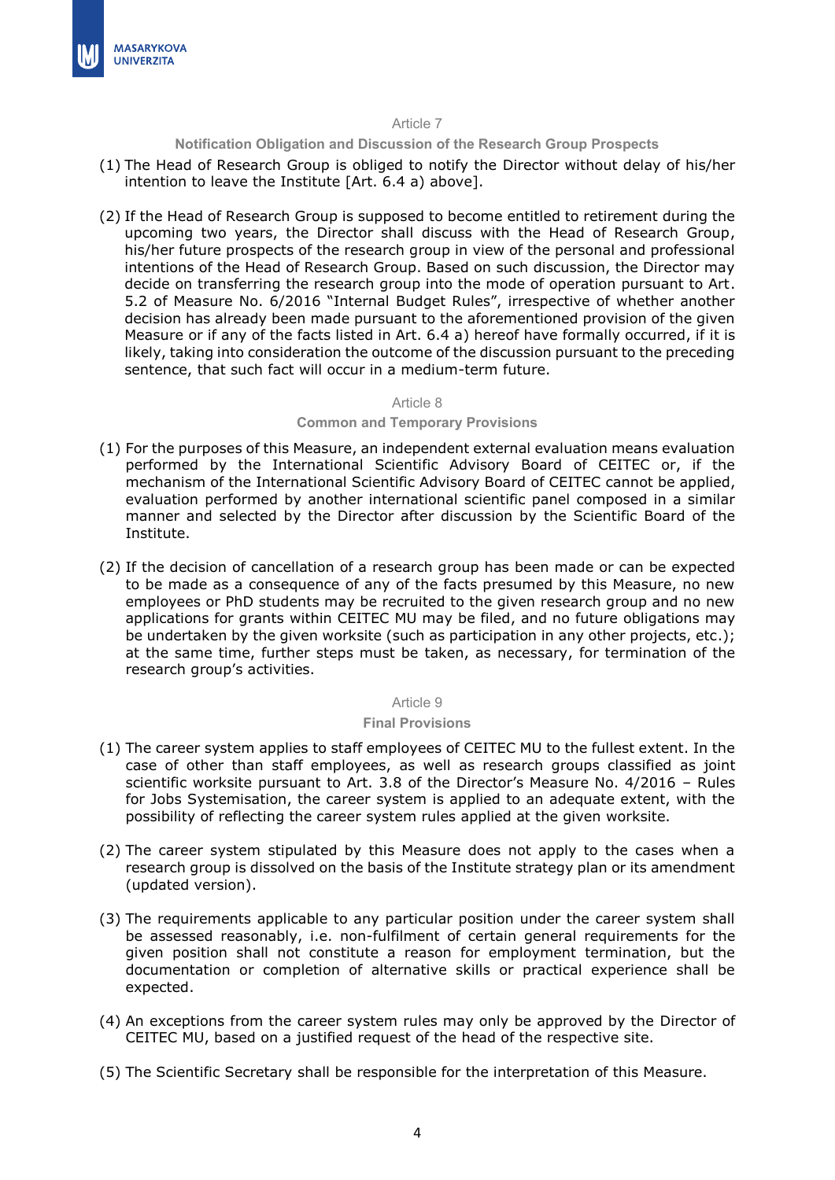## Article 7

### Notification Obligation and Discussion of the Research Group Prospects

(1) The Head of Research Group is obliged to notify the Director without delay of his/her intention to leave the Institute [Art. 6.4 a) above].

(2) If the Head of Research Group is supposed to become entitled to retirement during the upcoming two years, the Director shall discuss with the Head of Research Group, his/her future prospects of the research group in view of the personal and professional intentions of the Head of the Research Group. Based on such discussion, the Director may decide on transferring the research group into the mode of operation pursuant to Art. 5.2 of Measure No. 6/2016 "Internal Budget Rules", irrespective of whether another decision has already been made pursuant to the aforementioned provision of the given Measure or if any of the facts listed in Art. 6.4 a) hereof have formally occurred, if it is likely, taking into consideration the outcome of the discussion pursuant to the preceding sentence, that such fact will occur in a medium-term future.

## Article 8

### Common and Temporary Provisions

(1) For the purposes of this Measure, an independent external evaluation means evaluation performed by the International Scientific Advisory Board of CEITEC or, if the mechanism of the International Scientific Advisory Board of CEITEC cannot be applied, evaluation performed by another international scientific panel composed in a similar manner and selected by the Director after discussion by the Scientific Board of the Institute.

(2) If the decision of cancellation of a research group has been made or can be expected to be made as a consequence of any of the facts presumed by this Measure, no new employees or PhD students may be recruited to the given research group and no new applications for grants within CEITEC MU may be filed, and no future obligations may be undertaken by the given worksite (such as participation in any other projects, etc.); at the same time, further steps must be taken, as necessary, for termination of the research group's activities.

## Article 9

### Final Provisions

(1) The career system applies to staff employees of CEITEC MU to the fullest extent. In the case of other than staff employees, as well as research groups classified as joint scientific worksite pursuant to Art. 3.8 of the Director's Measure No. 4/2016 – Rules for Jobs Systemisation, the career system is applied to an adequate extent, with the possibility of reflecting the career system rules applied at the given worksite.

(2) The career system stipulated by this Measure does not apply to the cases when a research group is dissolved on the basis of the Institute strategy plan or its amendment (updated version).

(3) The requirements applicable to any particular position under the career system shall be assessed reasonably, i.e. non-fulfilment of certain general requirements for the given position shall not constitute a reason for employment termination, but the documentation or completion of alternative skills or practical experience shall be expected.

(4) An exceptions from the career system rules may only be approved by the Director of CEITEC MU, based on a justified request of the head of the respective site.

(5) The Scientific Secretary shall be responsible for the interpretation of this Measure.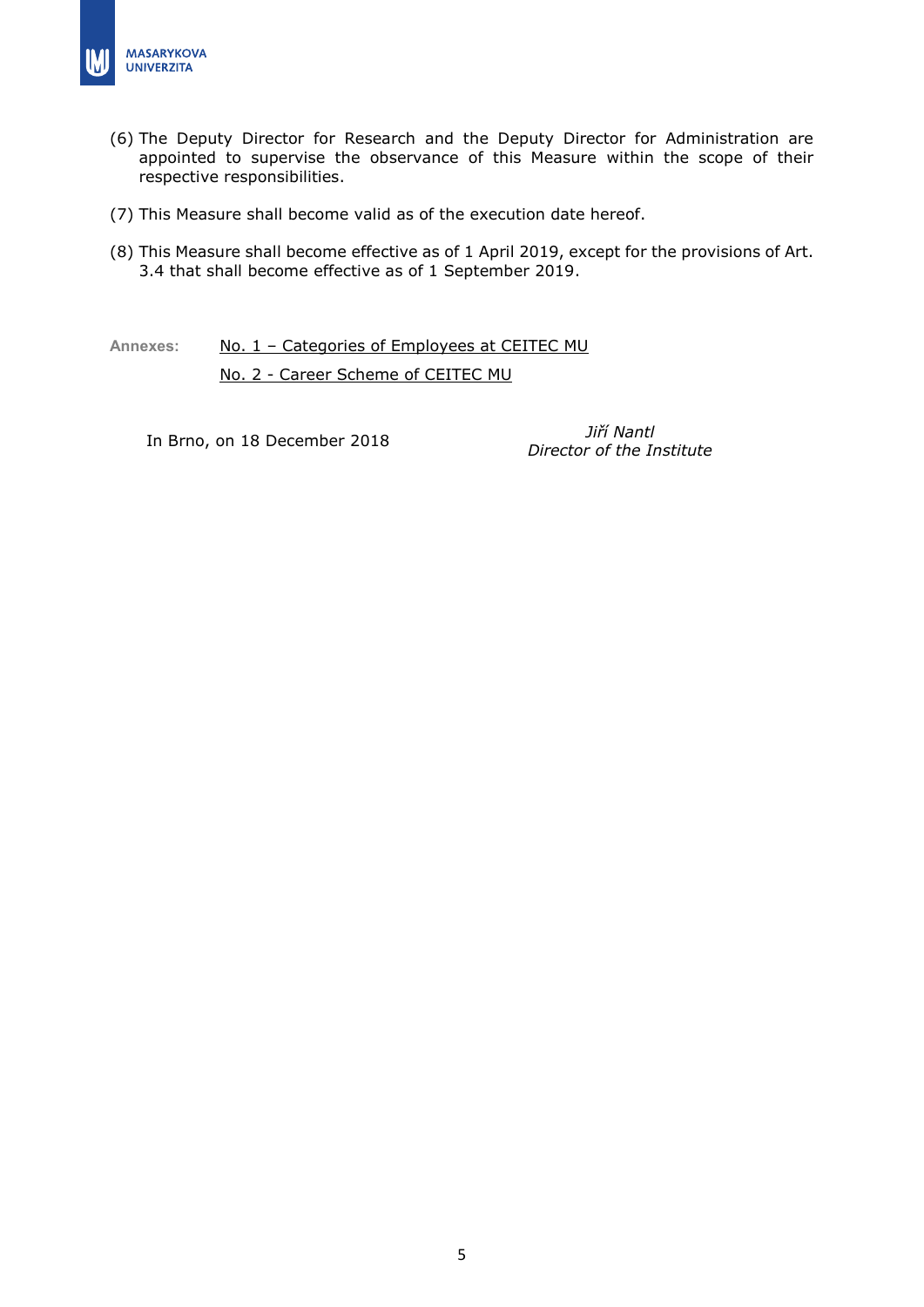(6) The Deputy Director for Research and the Deputy Director for Administration are appointed to supervise the observance of this Measure within the scope of their respective responsibilities.

(7) This Measure shall become valid as of the execution date hereof.

(8) This Measure shall become effective as of 1 April 2019, except for the provisions of Art. 3.4 that shall become effective as of 1 September 2019.

**Annexes:** No. 1 – Categories of Employees at CEITEC MU

No. 2 - Career Scheme of CEITEC MU

In Brno, on 18 December 2018

*Jiří Nantl*
*Director of the Institute*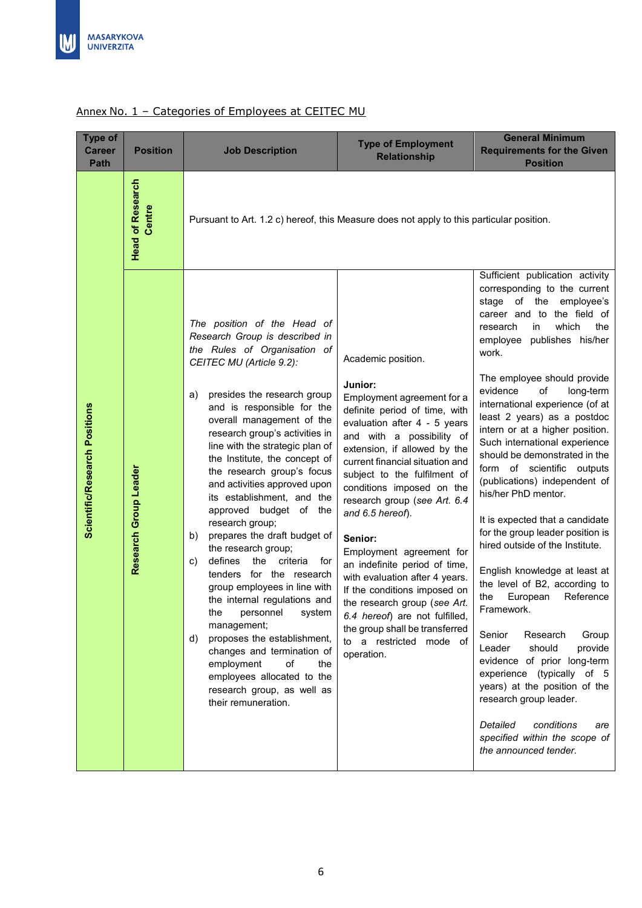Annex No. 1 – Categories of Employees at CEITEC MU

| Type of Career Path | Position | Job Description | Type of Employment Relationship | General Minimum Requirements for the Given Position |
|---|---|---|---|---|
| **Scientific/Research Positions** | **Head of Research Centre** | Pursuant to Art. 1.2 c) hereof, this Measure does not apply to this particular position. | | |
| | **Research Group Leader** | *The position of the Head of Research Group is described in the Rules of Organisation of CEITEC MU (Article 9.2):*<br><br>a) presides the research group and is responsible for the overall management of the research group's activities in line with the strategic plan of the Institute, the concept of the research group's focus and activities approved upon its establishment, and the approved budget of the research group;<br>b) prepares the draft budget of the research group;<br>c) defines the criteria for tenders for the research group employees in line with the internal regulations and the personnel system management;<br>d) proposes the establishment, changes and termination of employment of the employees allocated to the research group, as well as their remuneration. | Academic position.<br><br>**Junior:**<br>Employment agreement for a definite period of time, with evaluation after 4 - 5 years and with a possibility of extension, if allowed by the current financial situation and subject to the fulfilment of conditions imposed on the research group (*see Art. 6.4 and 6.5 hereof*).<br><br>**Senior:**<br>Employment agreement for an indefinite period of time, with evaluation after 4 years. If the conditions imposed on the research group (*see Art. 6.4 hereof*) are not fulfilled, the group shall be transferred to a restricted mode of operation. | Sufficient publication activity corresponding to the current stage of the employee's career and to the field of research in which the employee publishes his/her work.<br><br>The employee should provide evidence of long-term international experience (of at least 2 years) as a postdoc intern or at a higher position. Such international experience should be demonstrated in the form of scientific outputs (publications) independent of his/her PhD mentor.<br><br>It is expected that a candidate for the group leader position is hired outside of the Institute.<br><br>English knowledge at least at the level of B2, according to the European Reference Framework.<br><br>Senior Research Group Leader should provide evidence of prior long-term experience (typically of 5 years) at the position of the research group leader.<br><br>*Detailed conditions are specified within the scope of the announced tender.* |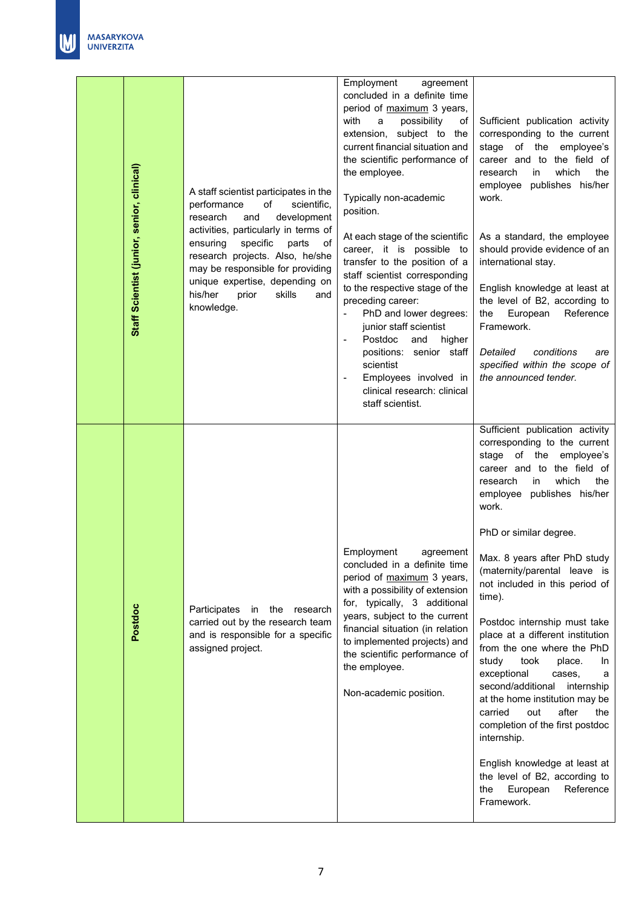|  |  |  |  |  |
|---|---|---|---|---|
|  | **Staff Scientist (junior, senior, clinical)** | A staff scientist participates in the performance of scientific, research and development activities, particularly in terms of ensuring specific parts of research projects. Also, he/she may be responsible for providing unique expertise, depending on his/her prior skills and knowledge. | Employment agreement concluded in a definite time period of maximum 3 years, with a possibility of extension, subject to the current financial situation and the scientific performance of the employee.<br><br>Typically non-academic position.<br><br>At each stage of the scientific career, it is possible to transfer to the position of a staff scientist corresponding to the respective stage of the preceding career:<br>- PhD and lower degrees: junior staff scientist<br>- Postdoc and higher positions: senior staff scientist<br>- Employees involved in clinical research: clinical staff scientist. | Sufficient publication activity corresponding to the current stage of the employee's career and to the field of research in which the employee publishes his/her work.<br><br>As a standard, the employee should provide evidence of an international stay.<br><br>English knowledge at least at the level of B2, according to the European Reference Framework.<br><br>*Detailed conditions are specified within the scope of the announced tender.* |
|  | **Postdoc** | Participates in the research carried out by the research team and is responsible for a specific assigned project. | Employment agreement concluded in a definite time period of maximum 3 years, with a possibility of extension for, typically, 3 additional years, subject to the current financial situation (in relation to implemented projects) and the scientific performance of the employee.<br><br>Non-academic position. | Sufficient publication activity corresponding to the current stage of the employee's career and to the field of research in which the employee publishes his/her work.<br><br>PhD or similar degree.<br><br>Max. 8 years after PhD study (maternity/parental leave is not included in this period of time).<br><br>Postdoc internship must take place at a different institution from the one where the PhD study took place. In exceptional cases, a second/additional internship at the home institution may be carried out after the completion of the first postdoc internship.<br><br>English knowledge at least at the level of B2, according to the European Reference Framework. |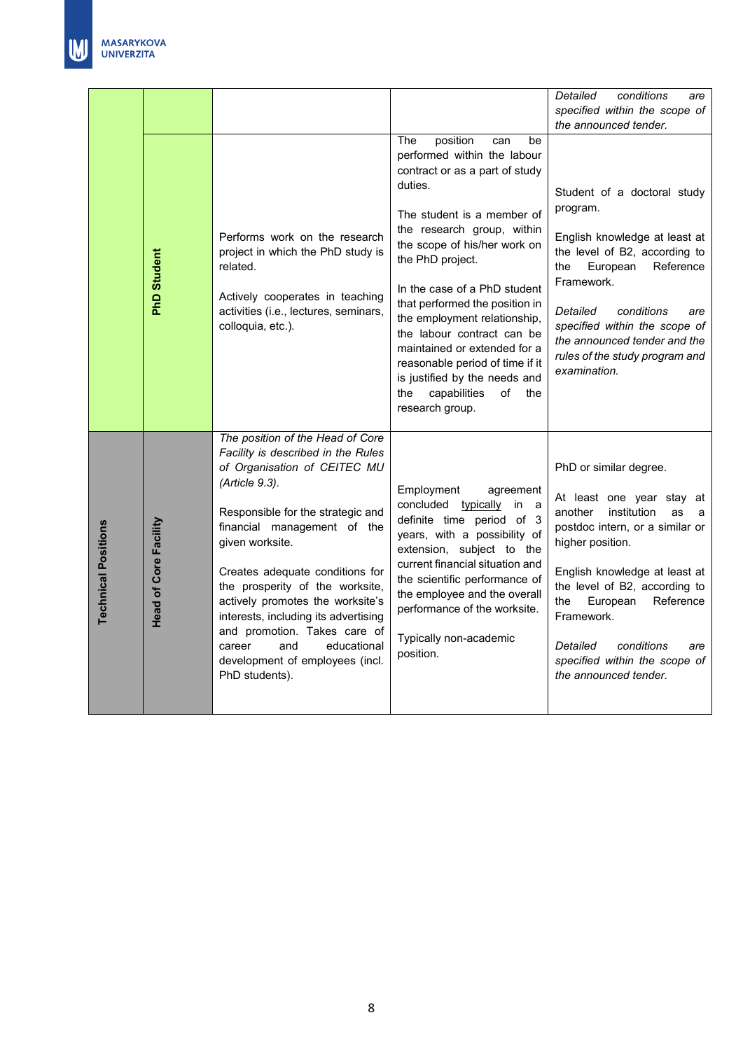| | | | | |
|---|---|---|---|---|
| | | | | *Detailed conditions are specified within the scope of the announced tender.* |
| | **PhD Student** | Performs work on the research project in which the PhD study is related.<br><br>Actively cooperates in teaching activities (i.e., lectures, seminars, colloquia, etc.). | The position can be performed within the labour contract or as a part of study duties.<br><br>The student is a member of the research group, within the scope of his/her work on the PhD project.<br><br>In the case of a PhD student that performed the position in the employment relationship, the labour contract can be maintained or extended for a reasonable period of time if it is justified by the needs and the capabilities of the research group. | Student of a doctoral study program.<br><br>English knowledge at least at the level of B2, according to the European Reference Framework.<br><br>*Detailed conditions are specified within the scope of the announced tender and the rules of the study program and examination.* |
| **Technical Positions** | **Head of Core Facility** | *The position of the Head of Core Facility is described in the Rules of Organisation of CEITEC MU (Article 9.3).*<br><br>Responsible for the strategic and financial management of the given worksite.<br><br>Creates adequate conditions for the prosperity of the worksite, actively promotes the worksite's interests, including its advertising and promotion. Takes care of career and educational development of employees (incl. PhD students). | Employment agreement concluded typically in a definite time period of 3 years, with a possibility of extension, subject to the current financial situation and the scientific performance of the employee and the overall performance of the worksite.<br><br>Typically non-academic position. | PhD or similar degree.<br><br>At least one year stay at another institution as a postdoc intern, or a similar or higher position.<br><br>English knowledge at least at the level of B2, according to the European Reference Framework.<br><br>*Detailed conditions are specified within the scope of the announced tender.* |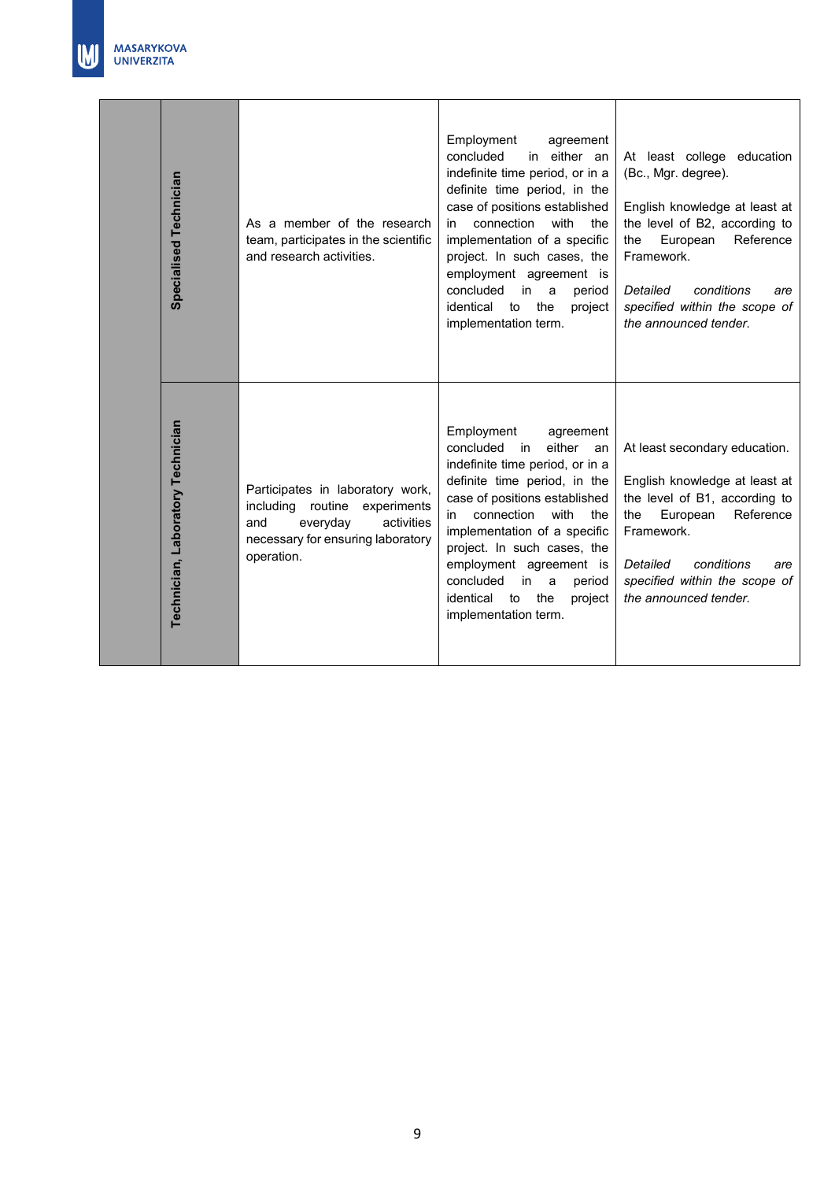| | | | | |
|---|---|---|---|---|
| | **Specialised Technician** | As a member of the research team, participates in the scientific and research activities. | Employment agreement concluded in either an indefinite time period, or in a definite time period, in the case of positions established in connection with the implementation of a specific project. In such cases, the employment agreement is concluded in a period identical to the project implementation term. | At least college education (Bc., Mgr. degree).<br><br>English knowledge at least at the level of B2, according to the European Reference Framework.<br><br>*Detailed conditions are specified within the scope of the announced tender.* |
| | **Technician, Laboratory Technician** | Participates in laboratory work, including routine experiments and everyday activities necessary for ensuring laboratory operation. | Employment agreement concluded in either an indefinite time period, or in a definite time period, in the case of positions established in connection with the implementation of a specific project. In such cases, the employment agreement is concluded in a period identical to the project implementation term. | At least secondary education.<br><br>English knowledge at least at the level of B1, according to the European Reference Framework.<br><br>*Detailed conditions are specified within the scope of the announced tender.* |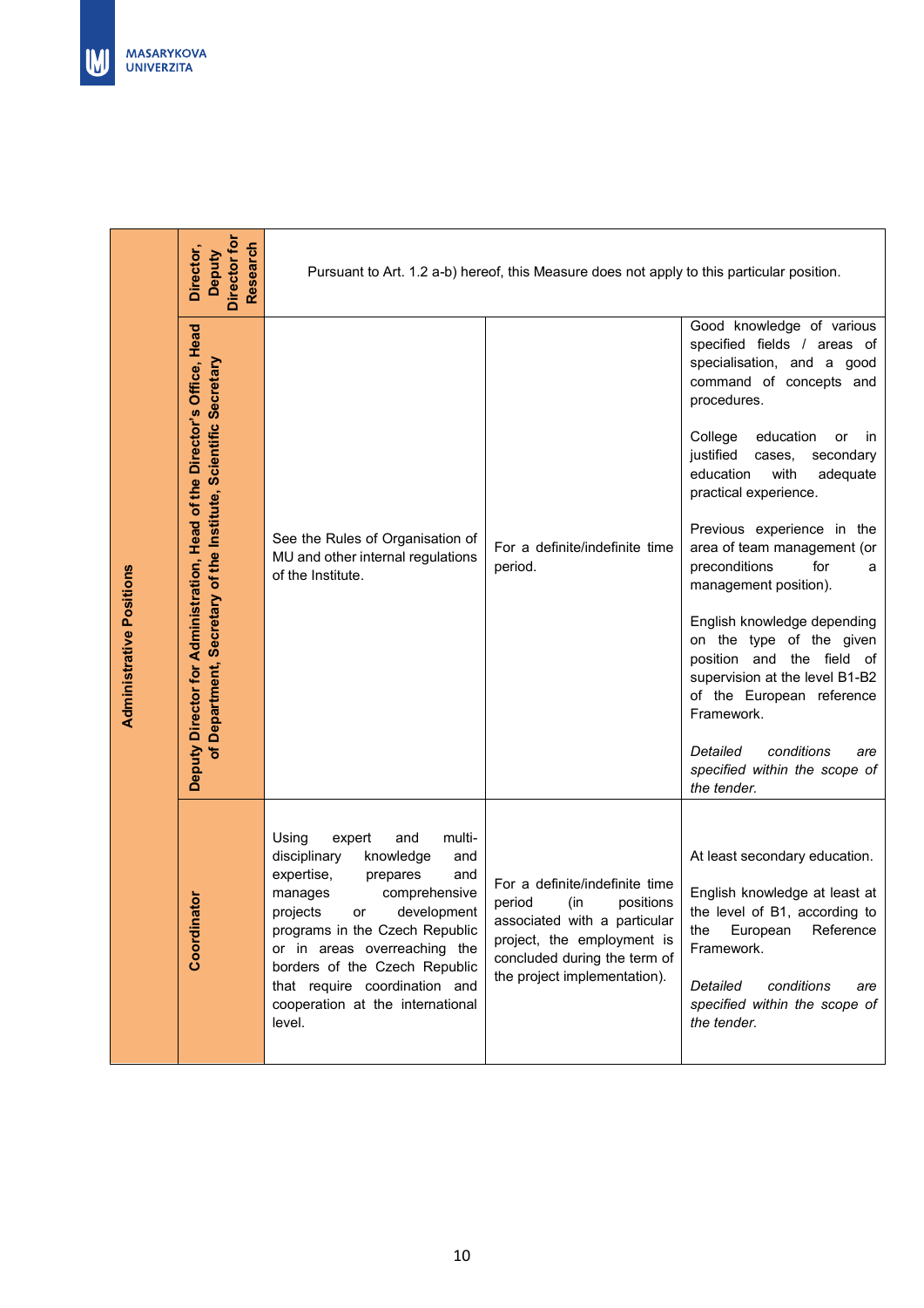| Administrative Positions | | | | |
|---|---|---|---|---|
| Administrative Positions | Director, Deputy Director for Research | Pursuant to Art. 1.2 a-b) hereof, this Measure does not apply to this particular position. | | |
| | Deputy Director for Administration, Head of the Director's Office, Head of Department, Secretary of the Institute, Scientific Secretary | See the Rules of Organisation of MU and other internal regulations of the Institute. | For a definite/indefinite time period. | Good knowledge of various specified fields / areas of specialisation, and a good command of concepts and procedures.<br><br>College education or in justified cases, secondary education with adequate practical experience.<br><br>Previous experience in the area of team management (or preconditions for a management position).<br><br>English knowledge depending on the type of the given position and the field of supervision at the level B1-B2 of the European reference Framework.<br><br>*Detailed conditions are specified within the scope of the tender.* |
| | Coordinator | Using expert and multi-disciplinary knowledge and expertise, prepares and manages comprehensive projects or development programs in the Czech Republic or in areas overreaching the borders of the Czech Republic that require coordination and cooperation at the international level. | For a definite/indefinite time period (in positions associated with a particular project, the employment is concluded during the term of the project implementation). | At least secondary education.<br><br>English knowledge at least at the level of B1, according to the European Reference Framework.<br><br>*Detailed conditions are specified within the scope of the tender.* |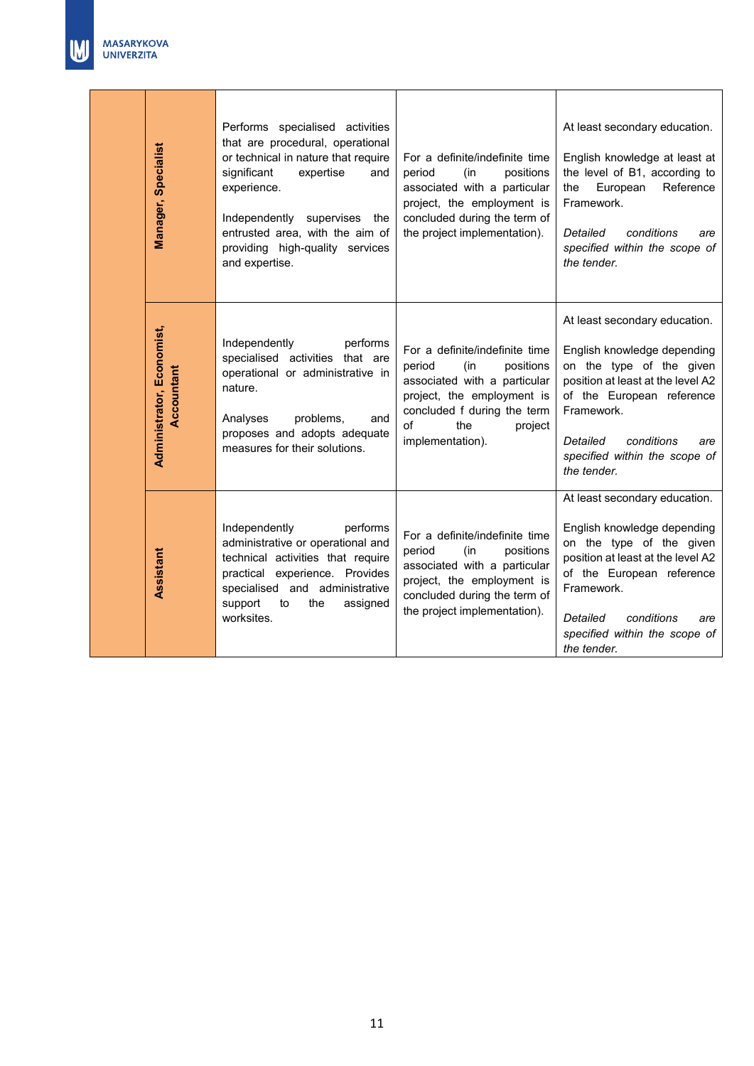| | | | | |
|---|---|---|---|---|
| | **Manager, Specialist** | Performs specialised activities that are procedural, operational or technical in nature that require significant expertise and experience.<br><br>Independently supervises the entrusted area, with the aim of providing high-quality services and expertise. | For a definite/indefinite time period (in positions associated with a particular project, the employment is concluded during the term of the project implementation). | At least secondary education.<br><br>English knowledge at least at the level of B1, according to the European Reference Framework.<br><br>*Detailed conditions are specified within the scope of the tender.* |
| | **Administrator, Economist, Accountant** | Independently performs specialised activities that are operational or administrative in nature.<br><br>Analyses problems, and proposes and adopts adequate measures for their solutions. | For a definite/indefinite time period (in positions associated with a particular project, the employment is concluded f during the term of the project implementation). | At least secondary education.<br><br>English knowledge depending on the type of the given position at least at the level A2 of the European reference Framework.<br><br>*Detailed conditions are specified within the scope of the tender.* |
| | **Assistant** | Independently performs administrative or operational and technical activities that require practical experience. Provides specialised and administrative support to the assigned worksites. | For a definite/indefinite time period (in positions associated with a particular project, the employment is concluded during the term of the project implementation). | At least secondary education.<br><br>English knowledge depending on the type of the given position at least at the level A2 of the European reference Framework.<br><br>*Detailed conditions are specified within the scope of the tender.* |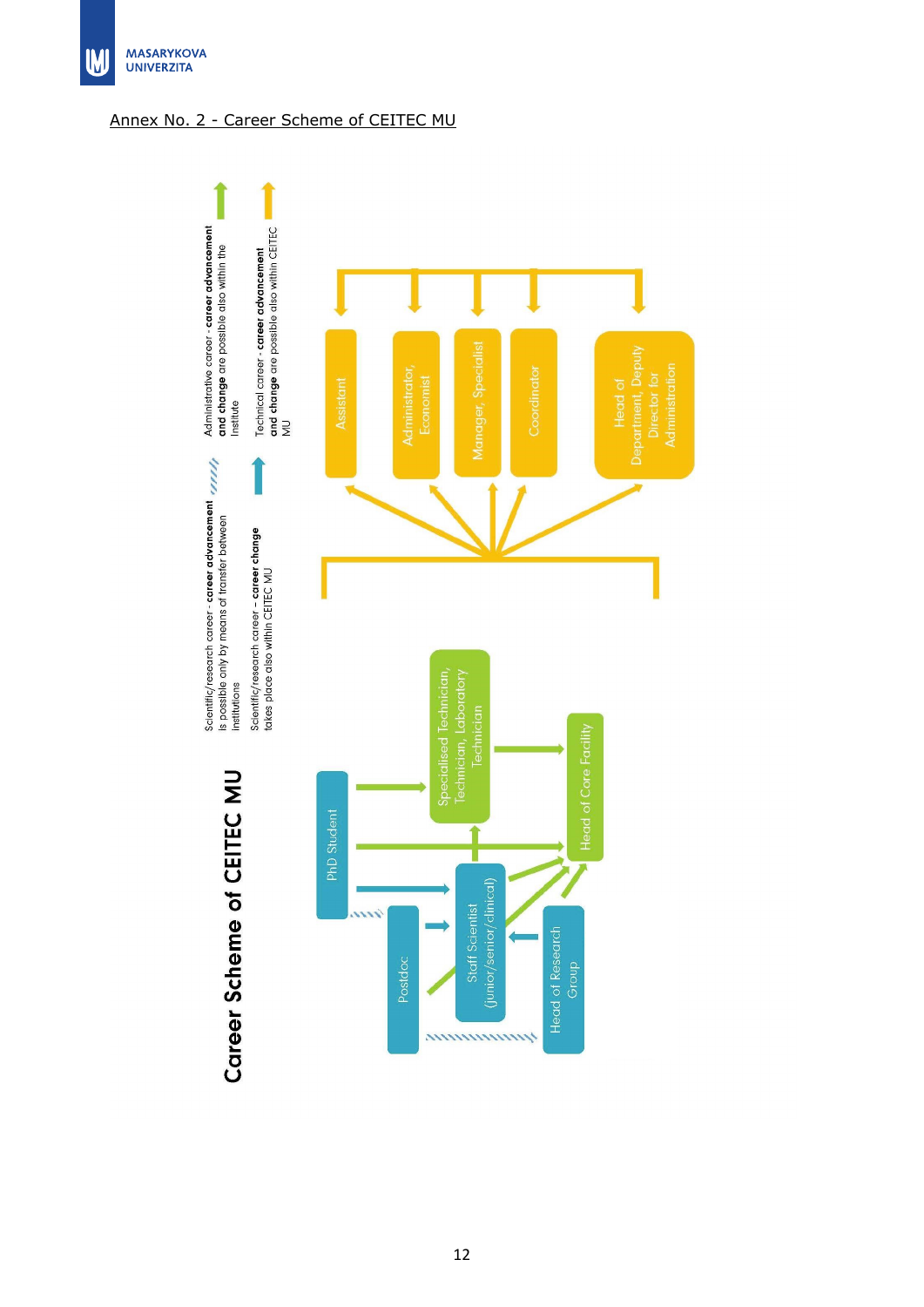Annex No. 2 - Career Scheme of CEITEC MU

Career Scheme of CEITEC MU

Scientific/research career - **career advancement** is possible only by means of transfer between institutions

Scientific/research career – **career change** takes place also within CEITEC MU

Administrative career - **career advancement and change** are possible also within the Institute

Technical career - **career advancement and change** are possible also within CEITEC MU

PhD Student

Postdoc

Staff Scientist (junior/senior/clinical)

Head of Research Group

Specialised Technician, Technician, Laboratory Technician

Head of Core Facility

Assistant

Administrator, Economist

Manager, Specialist

Coordinator

Head of Department, Deputy Director for Administration